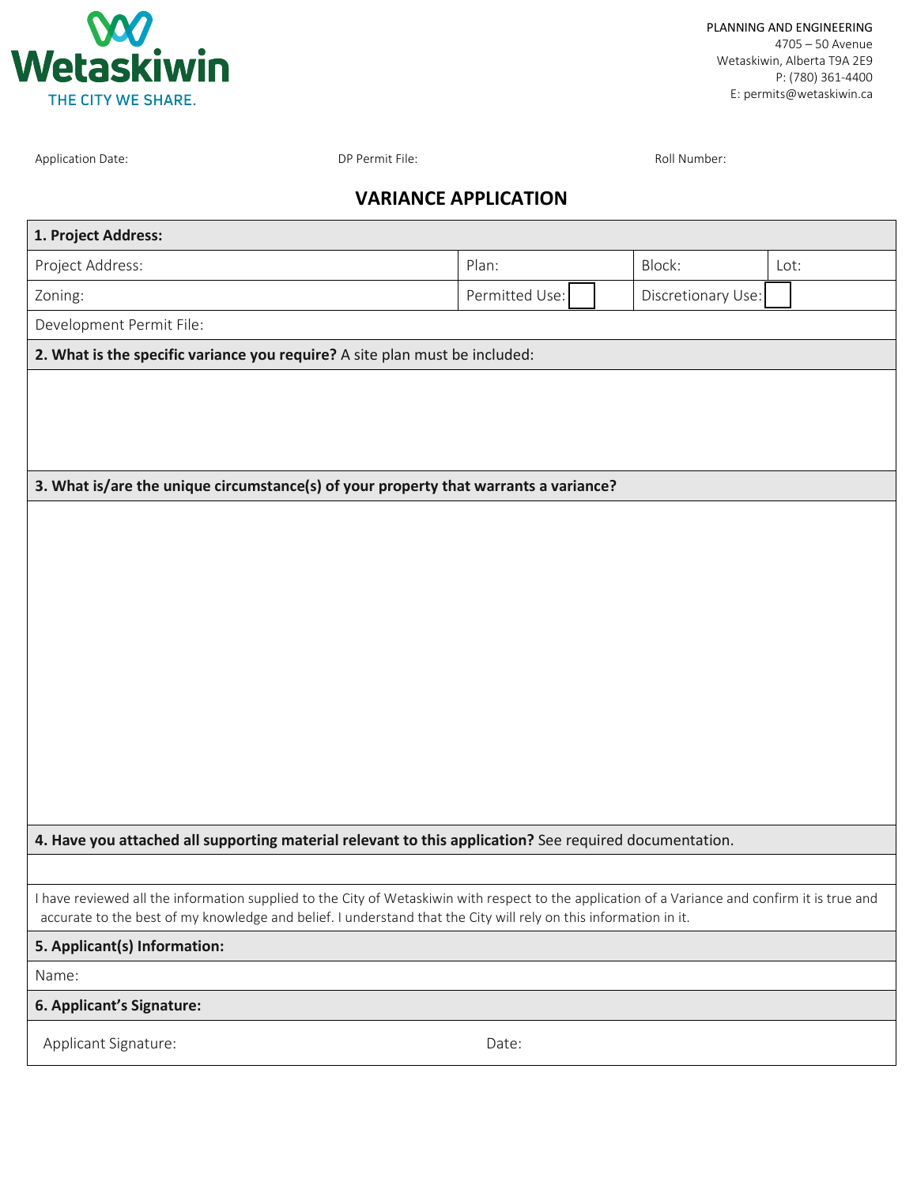Wetaskiwin
THE CITY WE SHARE.

PLANNING AND ENGINEERING
4705 – 50 Avenue
Wetaskiwin, Alberta T9A 2E9
P: (780) 361-4400
E: permits@wetaskiwin.ca

Application Date: DP Permit File: Roll Number:

# VARIANCE APPLICATION

| **1. Project Address:** | | | |
|---|---|---|---|
| Project Address: | Plan: | Block: | Lot: |
| Zoning: | Permitted Use: ☐ | Discretionary Use: ☐ | |
| Development Permit File: | | | |
| **2. What is the specific variance you require?** A site plan must be included: | | | |
| | | | |
| **3. What is/are the unique circumstance(s) of your property that warrants a variance?** | | | |
| | | | |
| **4. Have you attached all supporting material relevant to this application?** See required documentation. | | | |
| | | | |
| I have reviewed all the information supplied to the City of Wetaskiwin with respect to the application of a Variance and confirm it is true and accurate to the best of my knowledge and belief. I understand that the City will rely on this information in it. | | | |
| **5. Applicant(s) Information:** | | | |
| Name: | | | |
| **6. Applicant's Signature:** | | | |
| Applicant Signature: | Date: | | |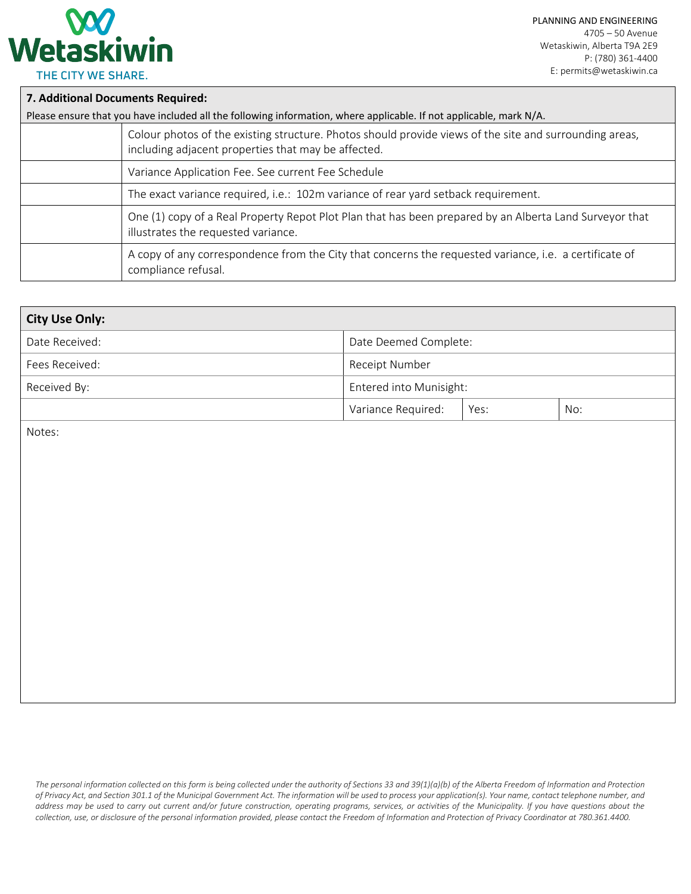| **7. Additional Documents Required:** Please ensure that you have included all the following information, where applicable. If not applicable, mark N/A. | |
|---|---|
| | Colour photos of the existing structure. Photos should provide views of the site and surrounding areas, including adjacent properties that may be affected. |
| | Variance Application Fee. See current Fee Schedule |
| | The exact variance required, i.e.: 102m variance of rear yard setback requirement. |
| | One (1) copy of a Real Property Repot Plot Plan that has been prepared by an Alberta Land Surveyor that illustrates the requested variance. |
| | A copy of any correspondence from the City that concerns the requested variance, i.e. a certificate of compliance refusal. |

| **City Use Only:** | | | |
|---|---|---|---|
| Date Received: | Date Deemed Complete: | | |
| Fees Received: | Receipt Number | | |
| Received By: | Entered into Munisight: | | |
| | Variance Required: | Yes: | No: |

Notes:

*The personal information collected on this form is being collected under the authority of Sections 33 and 39(1)(a)(b) of the Alberta Freedom of Information and Protection of Privacy Act, and Section 301.1 of the Municipal Government Act. The information will be used to process your application(s). Your name, contact telephone number, and address may be used to carry out current and/or future construction, operating programs, services, or activities of the Municipality. If you have questions about the collection, use, or disclosure of the personal information provided, please contact the Freedom of Information and Protection of Privacy Coordinator at 780.361.4400.*